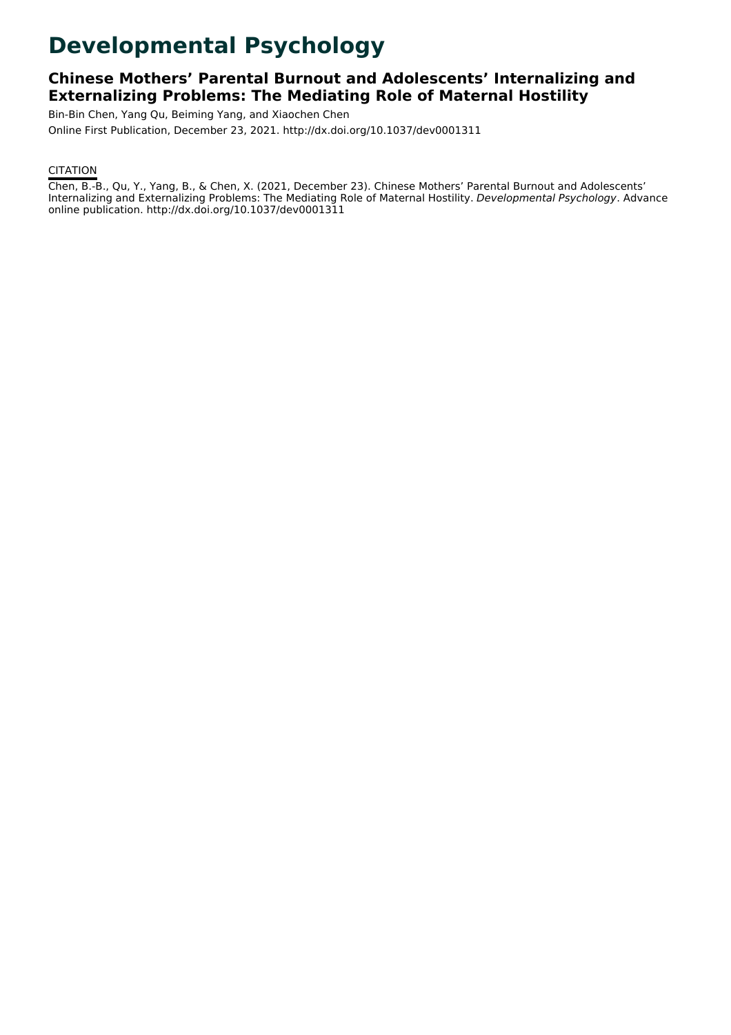# Developmental Psychology

## Chinese Mothers' Parental Burnout and Adolescents' Internalizing and Externalizing Problems: The Mediating Role of Maternal Hostility

Bin-Bin Chen, Yang Qu, Beiming Yang, and Xiaochen Chen

Online First Publication, December 23, 2021. http://dx.doi.org/10.1037/dev0001311

CITATION

Chen, B.-B., Qu, Y., Yang, B., & Chen, X. (2021, December 23). Chinese Mothers' Parental Burnout and Adolescents' Internalizing and Externalizing Problems: The Mediating Role of Maternal Hostility. *Developmental Psychology*. Advance online publication. http://dx.doi.org/10.1037/dev0001311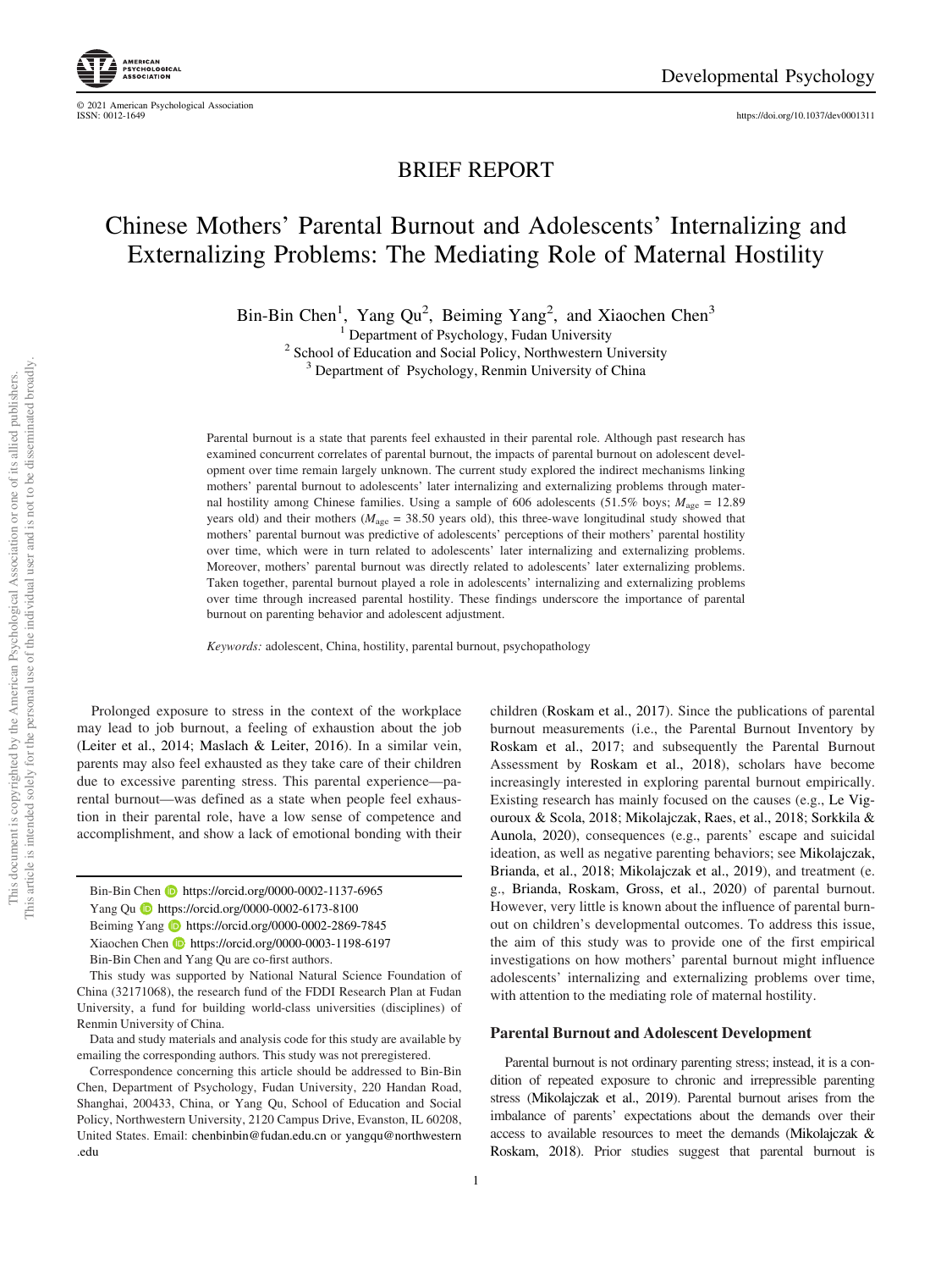# BRIEF REPORT

# Chinese Mothers' Parental Burnout and Adolescents' Internalizing and Externalizing Problems: The Mediating Role of Maternal Hostility

Bin-Bin Chen[1], Yang Qu[2], Beiming Yang[2], and Xiaochen Chen[3]

[1] Department of Psychology, Fudan University
[2] School of Education and Social Policy, Northwestern University
[3] Department of Psychology, Renmin University of China

Parental burnout is a state that parents feel exhausted in their parental role. Although past research has examined concurrent correlates of parental burnout, the impacts of parental burnout on adolescent development over time remain largely unknown. The current study explored the indirect mechanisms linking mothers' parental burnout to adolescents' later internalizing and externalizing problems through maternal hostility among Chinese families. Using a sample of 606 adolescents (51.5% boys; $M_{\text{age}}$ = 12.89 years old) and their mothers ($M_{\text{age}}$ = 38.50 years old), this three-wave longitudinal study showed that mothers' parental burnout was predictive of adolescents' perceptions of their mothers' parental hostility over time, which were in turn related to adolescents' later internalizing and externalizing problems. Moreover, mothers' parental burnout was directly related to adolescents' later externalizing problems. Taken together, parental burnout played a role in adolescents' internalizing and externalizing problems over time through increased parental hostility. These findings underscore the importance of parental burnout on parenting behavior and adolescent adjustment.

*Keywords:* adolescent, China, hostility, parental burnout, psychopathology

Prolonged exposure to stress in the context of the workplace may lead to job burnout, a feeling of exhaustion about the job (Leiter et al., 2014; Maslach & Leiter, 2016). In a similar vein, parents may also feel exhausted as they take care of their children due to excessive parenting stress. This parental experience—parental burnout—was defined as a state when people feel exhaustion in their parental role, have a low sense of competence and accomplishment, and show a lack of emotional bonding with their children (Roskam et al., 2017). Since the publications of parental burnout measurements (i.e., the Parental Burnout Inventory by Roskam et al., 2017; and subsequently the Parental Burnout Assessment by Roskam et al., 2018), scholars have become increasingly interested in exploring parental burnout empirically. Existing research has mainly focused on the causes (e.g., Le Vigouroux & Scola, 2018; Mikolajczak, Raes, et al., 2018; Sorkkila & Aunola, 2020), consequences (e.g., parents' escape and suicidal ideation, as well as negative parenting behaviors; see Mikolajczak, Brianda, et al., 2018; Mikolajczak et al., 2019), and treatment (e.g., Brianda, Roskam, Gross, et al., 2020) of parental burnout. However, very little is known about the influence of parental burnout on children's developmental outcomes. To address this issue, the aim of this study was to provide one of the first empirical investigations on how mothers' parental burnout might influence adolescents' internalizing and externalizing problems over time, with attention to the mediating role of maternal hostility.

Bin-Bin Chen https://orcid.org/0000-0002-1137-6965
Yang Qu https://orcid.org/0000-0002-6173-8100
Beiming Yang https://orcid.org/0000-0002-2869-7845
Xiaochen Chen https://orcid.org/0000-0003-1198-6197

Bin-Bin Chen and Yang Qu are co-first authors.

This study was supported by National Natural Science Foundation of China (32171068), the research fund of the FDDI Research Plan at Fudan University, a fund for building world-class universities (disciplines) of Renmin University of China.

Data and study materials and analysis code for this study are available by emailing the corresponding authors. This study was not preregistered.

Correspondence concerning this article should be addressed to Bin-Bin Chen, Department of Psychology, Fudan University, 220 Handan Road, Shanghai, 200433, China, or Yang Qu, School of Education and Social Policy, Northwestern University, 2120 Campus Drive, Evanston, IL 60208, United States. Email: chenbinbin@fudan.edu.cn or yangqu@northwestern.edu

## Parental Burnout and Adolescent Development

Parental burnout is not ordinary parenting stress; instead, it is a condition of repeated exposure to chronic and irrepressible parenting stress (Mikolajczak et al., 2019). Parental burnout arises from the imbalance of parents' expectations about the demands over their access to available resources to meet the demands (Mikolajczak & Roskam, 2018). Prior studies suggest that parental burnout is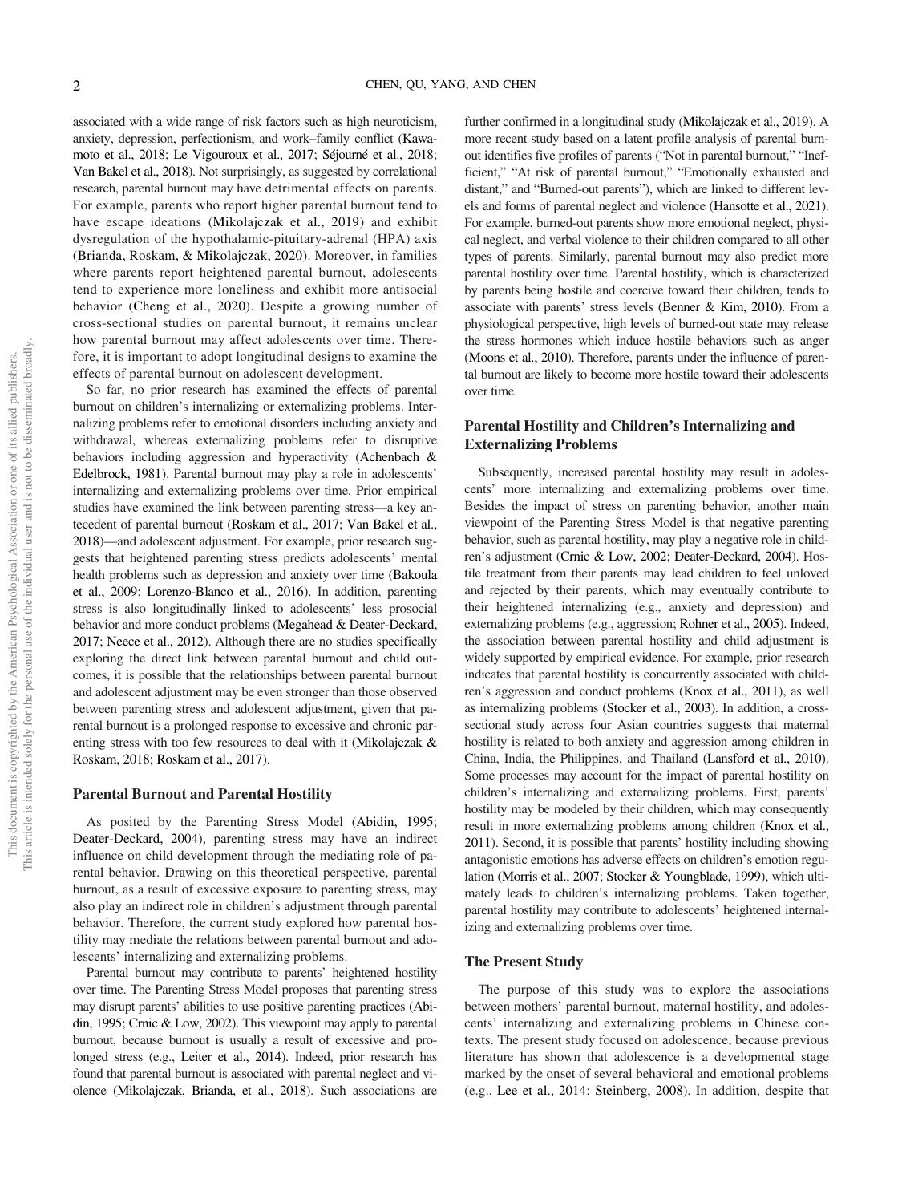associated with a wide range of risk factors such as high neuroticism, anxiety, depression, perfectionism, and work–family conflict (Kawamoto et al., 2018; Le Vigouroux et al., 2017; Séjourné et al., 2018; Van Bakel et al., 2018). Not surprisingly, as suggested by correlational research, parental burnout may have detrimental effects on parents. For example, parents who report higher parental burnout tend to have escape ideations (Mikolajczak et al., 2019) and exhibit dysregulation of the hypothalamic-pituitary-adrenal (HPA) axis (Brianda, Roskam, & Mikolajczak, 2020). Moreover, in families where parents report heightened parental burnout, adolescents tend to experience more loneliness and exhibit more antisocial behavior (Cheng et al., 2020). Despite a growing number of cross-sectional studies on parental burnout, it remains unclear how parental burnout may affect adolescents over time. Therefore, it is important to adopt longitudinal designs to examine the effects of parental burnout on adolescent development.

So far, no prior research has examined the effects of parental burnout on children's internalizing or externalizing problems. Internalizing problems refer to emotional disorders including anxiety and withdrawal, whereas externalizing problems refer to disruptive behaviors including aggression and hyperactivity (Achenbach & Edelbrock, 1981). Parental burnout may play a role in adolescents' internalizing and externalizing problems over time. Prior empirical studies have examined the link between parenting stress—a key antecedent of parental burnout (Roskam et al., 2017; Van Bakel et al., 2018)—and adolescent adjustment. For example, prior research suggests that heightened parenting stress predicts adolescents' mental health problems such as depression and anxiety over time (Bakoula et al., 2009; Lorenzo-Blanco et al., 2016). In addition, parenting stress is also longitudinally linked to adolescents' less prosocial behavior and more conduct problems (Megahead & Deater-Deckard, 2017; Neece et al., 2012). Although there are no studies specifically exploring the direct link between parental burnout and child outcomes, it is possible that the relationships between parental burnout and adolescent adjustment may be even stronger than those observed between parenting stress and adolescent adjustment, given that parental burnout is a prolonged response to excessive and chronic parenting stress with too few resources to deal with it (Mikolajczak & Roskam, 2018; Roskam et al., 2017).

### Parental Burnout and Parental Hostility

As posited by the Parenting Stress Model (Abidin, 1995; Deater-Deckard, 2004), parenting stress may have an indirect influence on child development through the mediating role of parental behavior. Drawing on this theoretical perspective, parental burnout, as a result of excessive exposure to parenting stress, may also play an indirect role in children's adjustment through parental behavior. Therefore, the current study explored how parental hostility may mediate the relations between parental burnout and adolescents' internalizing and externalizing problems.

Parental burnout may contribute to parents' heightened hostility over time. The Parenting Stress Model proposes that parenting stress may disrupt parents' abilities to use positive parenting practices (Abidin, 1995; Crnic & Low, 2002). This viewpoint may apply to parental burnout, because burnout is usually a result of excessive and prolonged stress (e.g., Leiter et al., 2014). Indeed, prior research has found that parental burnout is associated with parental neglect and violence (Mikolajczak, Brianda, et al., 2018). Such associations are further confirmed in a longitudinal study (Mikolajczak et al., 2019). A more recent study based on a latent profile analysis of parental burnout identifies five profiles of parents ("Not in parental burnout," "Inefficient," "At risk of parental burnout," "Emotionally exhausted and distant," and "Burned-out parents"), which are linked to different levels and forms of parental neglect and violence (Hansotte et al., 2021). For example, burned-out parents show more emotional neglect, physical neglect, and verbal violence to their children compared to all other types of parents. Similarly, parental burnout may also predict more parental hostility over time. Parental hostility, which is characterized by parents being hostile and coercive toward their children, tends to associate with parents' stress levels (Benner & Kim, 2010). From a physiological perspective, high levels of burned-out state may release the stress hormones which induce hostile behaviors such as anger (Moons et al., 2010). Therefore, parents under the influence of parental burnout are likely to become more hostile toward their adolescents over time.

### Parental Hostility and Children's Internalizing and Externalizing Problems

Subsequently, increased parental hostility may result in adolescents' more internalizing and externalizing problems over time. Besides the impact of stress on parenting behavior, another main viewpoint of the Parenting Stress Model is that negative parenting behavior, such as parental hostility, may play a negative role in children's adjustment (Crnic & Low, 2002; Deater-Deckard, 2004). Hostile treatment from their parents may lead children to feel unloved and rejected by their parents, which may eventually contribute to their heightened internalizing (e.g., anxiety and depression) and externalizing problems (e.g., aggression; Rohner et al., 2005). Indeed, the association between parental hostility and child adjustment is widely supported by empirical evidence. For example, prior research indicates that parental hostility is concurrently associated with children's aggression and conduct problems (Knox et al., 2011), as well as internalizing problems (Stocker et al., 2003). In addition, a cross-sectional study across four Asian countries suggests that maternal hostility is related to both anxiety and aggression among children in China, India, the Philippines, and Thailand (Lansford et al., 2010). Some processes may account for the impact of parental hostility on children's internalizing and externalizing problems. First, parents' hostility may be modeled by their children, which may consequently result in more externalizing problems among children (Knox et al., 2011). Second, it is possible that parents' hostility including showing antagonistic emotions has adverse effects on children's emotion regulation (Morris et al., 2007; Stocker & Youngblade, 1999), which ultimately leads to children's internalizing problems. Taken together, parental hostility may contribute to adolescents' heightened internalizing and externalizing problems over time.

### The Present Study

The purpose of this study was to explore the associations between mothers' parental burnout, maternal hostility, and adolescents' internalizing and externalizing problems in Chinese contexts. The present study focused on adolescence, because previous literature has shown that adolescence is a developmental stage marked by the onset of several behavioral and emotional problems (e.g., Lee et al., 2014; Steinberg, 2008). In addition, despite that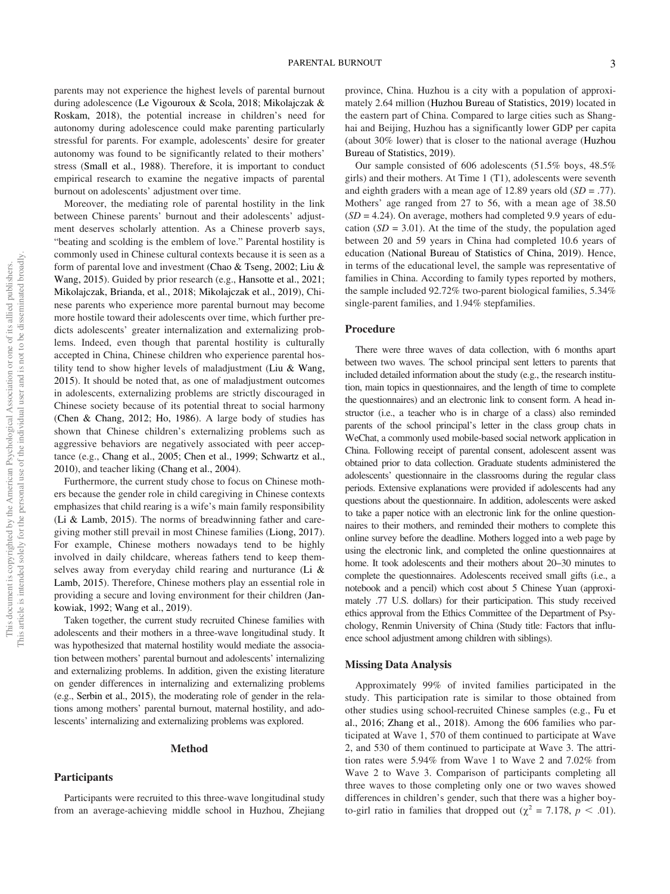parents may not experience the highest levels of parental burnout during adolescence (Le Vigouroux & Scola, 2018; Mikolajczak & Roskam, 2018), the potential increase in children's need for autonomy during adolescence could make parenting particularly stressful for parents. For example, adolescents' desire for greater autonomy was found to be significantly related to their mothers' stress (Small et al., 1988). Therefore, it is important to conduct empirical research to examine the negative impacts of parental burnout on adolescents' adjustment over time.

Moreover, the mediating role of parental hostility in the link between Chinese parents' burnout and their adolescents' adjustment deserves scholarly attention. As a Chinese proverb says, "beating and scolding is the emblem of love." Parental hostility is commonly used in Chinese cultural contexts because it is seen as a form of parental love and investment (Chao & Tseng, 2002; Liu & Wang, 2015). Guided by prior research (e.g., Hansotte et al., 2021; Mikolajczak, Brianda, et al., 2018; Mikolajczak et al., 2019), Chinese parents who experience more parental burnout may become more hostile toward their adolescents over time, which further predicts adolescents' greater internalization and externalizing problems. Indeed, even though that parental hostility is culturally accepted in China, Chinese children who experience parental hostility tend to show higher levels of maladjustment (Liu & Wang, 2015). It should be noted that, as one of maladjustment outcomes in adolescents, externalizing problems are strictly discouraged in Chinese society because of its potential threat to social harmony (Chen & Chang, 2012; Ho, 1986). A large body of studies has shown that Chinese children's externalizing problems such as aggressive behaviors are negatively associated with peer acceptance (e.g., Chang et al., 2005; Chen et al., 1999; Schwartz et al., 2010), and teacher liking (Chang et al., 2004).

Furthermore, the current study chose to focus on Chinese mothers because the gender role in child caregiving in Chinese contexts emphasizes that child rearing is a wife's main family responsibility (Li & Lamb, 2015). The norms of breadwinning father and caregiving mother still prevail in most Chinese families (Liong, 2017). For example, Chinese mothers nowadays tend to be highly involved in daily childcare, whereas fathers tend to keep themselves away from everyday child rearing and nurturance (Li & Lamb, 2015). Therefore, Chinese mothers play an essential role in providing a secure and loving environment for their children (Jankowiak, 1992; Wang et al., 2019).

Taken together, the current study recruited Chinese families with adolescents and their mothers in a three-wave longitudinal study. It was hypothesized that maternal hostility would mediate the association between mothers' parental burnout and adolescents' internalizing and externalizing problems. In addition, given the existing literature on gender differences in internalizing and externalizing problems (e.g., Serbin et al., 2015), the moderating role of gender in the relations among mothers' parental burnout, maternal hostility, and adolescents' internalizing and externalizing problems was explored.

## Method

### Participants

Participants were recruited to this three-wave longitudinal study from an average-achieving middle school in Huzhou, Zhejiang province, China. Huzhou is a city with a population of approximately 2.64 million (Huzhou Bureau of Statistics, 2019) located in the eastern part of China. Compared to large cities such as Shanghai and Beijing, Huzhou has a significantly lower GDP per capita (about 30% lower) that is closer to the national average (Huzhou Bureau of Statistics, 2019).

Our sample consisted of 606 adolescents (51.5% boys, 48.5% girls) and their mothers. At Time 1 (T1), adolescents were seventh and eighth graders with a mean age of 12.89 years old ($SD$ = .77). Mothers' age ranged from 27 to 56, with a mean age of 38.50 ($SD$ = 4.24). On average, mothers had completed 9.9 years of education ($SD$ = 3.01). At the time of the study, the population aged between 20 and 59 years in China had completed 10.6 years of education (National Bureau of Statistics of China, 2019). Hence, in terms of the educational level, the sample was representative of families in China. According to family types reported by mothers, the sample included 92.72% two-parent biological families, 5.34% single-parent families, and 1.94% stepfamilies.

### Procedure

There were three waves of data collection, with 6 months apart between two waves. The school principal sent letters to parents that included detailed information about the study (e.g., the research institution, main topics in questionnaires, and the length of time to complete the questionnaires) and an electronic link to consent form. A head instructor (i.e., a teacher who is in charge of a class) also reminded parents of the school principal's letter in the class group chats in WeChat, a commonly used mobile-based social network application in China. Following receipt of parental consent, adolescent assent was obtained prior to data collection. Graduate students administered the adolescents' questionnaire in the classrooms during the regular class periods. Extensive explanations were provided if adolescents had any questions about the questionnaire. In addition, adolescents were asked to take a paper notice with an electronic link for the online questionnaires to their mothers, and reminded their mothers to complete this online survey before the deadline. Mothers logged into a web page by using the electronic link, and completed the online questionnaires at home. It took adolescents and their mothers about 20–30 minutes to complete the questionnaires. Adolescents received small gifts (i.e., a notebook and a pencil) which cost about 5 Chinese Yuan (approximately .77 U.S. dollars) for their participation. This study received ethics approval from the Ethics Committee of the Department of Psychology, Renmin University of China (Study title: Factors that influence school adjustment among children with siblings).

### Missing Data Analysis

Approximately 99% of invited families participated in the study. This participation rate is similar to those obtained from other studies using school-recruited Chinese samples (e.g., Fu et al., 2016; Zhang et al., 2018). Among the 606 families who participated at Wave 1, 570 of them continued to participate at Wave 2, and 530 of them continued to participate at Wave 3. The attrition rates were 5.94% from Wave 1 to Wave 2 and 7.02% from Wave 2 to Wave 3. Comparison of participants completing all three waves to those completing only one or two waves showed differences in children's gender, such that there was a higher boy-to-girl ratio in families that dropped out ($\chi^2$ = 7.178, $p$ < .01).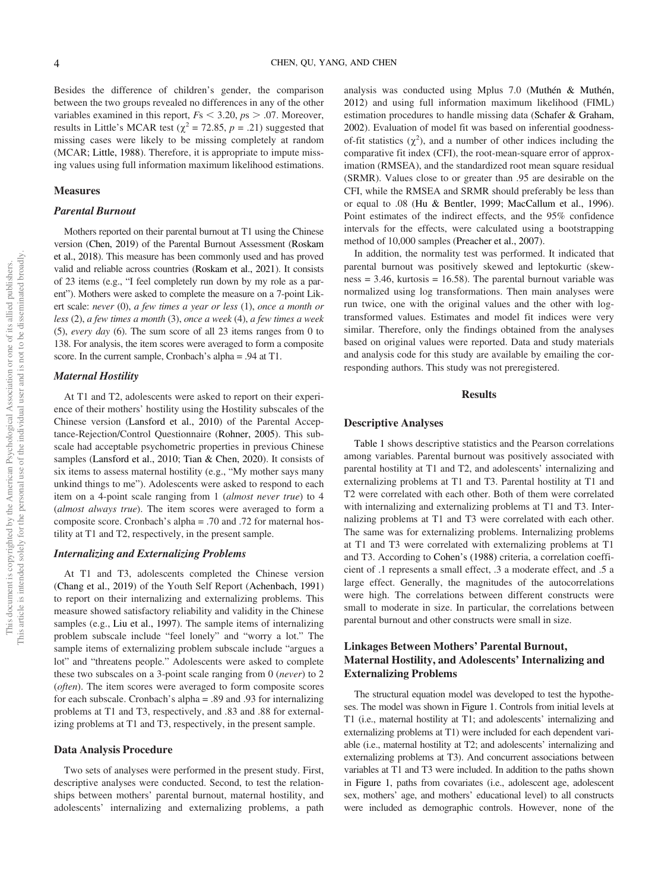Besides the difference of children's gender, the comparison between the two groups revealed no differences in any of the other variables examined in this report, $F\text{s} < 3.20$, $p\text{s} > .07$. Moreover, results in Little's MCAR test ($\chi^2 = 72.85$, $p = .21$) suggested that missing cases were likely to be missing completely at random (MCAR; Little, 1988). Therefore, it is appropriate to impute missing values using full information maximum likelihood estimations.

## Measures

### *Parental Burnout*

Mothers reported on their parental burnout at T1 using the Chinese version (Chen, 2019) of the Parental Burnout Assessment (Roskam et al., 2018). This measure has been commonly used and has proved valid and reliable across countries (Roskam et al., 2021). It consists of 23 items (e.g., "I feel completely run down by my role as a parent"). Mothers were asked to complete the measure on a 7-point Likert scale: *never* (0), *a few times a year or less* (1), *once a month or less* (2), *a few times a month* (3), *once a week* (4), *a few times a week* (5), *every day* (6). The sum score of all 23 items ranges from 0 to 138. For analysis, the item scores were averaged to form a composite score. In the current sample, Cronbach's alpha = .94 at T1.

### *Maternal Hostility*

At T1 and T2, adolescents were asked to report on their experience of their mothers' hostility using the Hostility subscales of the Chinese version (Lansford et al., 2010) of the Parental Acceptance-Rejection/Control Questionnaire (Rohner, 2005). This subscale had acceptable psychometric properties in previous Chinese samples (Lansford et al., 2010; Tian & Chen, 2020). It consists of six items to assess maternal hostility (e.g., "My mother says many unkind things to me"). Adolescents were asked to respond to each item on a 4-point scale ranging from 1 (*almost never true*) to 4 (*almost always true*). The item scores were averaged to form a composite score. Cronbach's alpha = .70 and .72 for maternal hostility at T1 and T2, respectively, in the present sample.

### *Internalizing and Externalizing Problems*

At T1 and T3, adolescents completed the Chinese version (Chang et al., 2019) of the Youth Self Report (Achenbach, 1991) to report on their internalizing and externalizing problems. This measure showed satisfactory reliability and validity in the Chinese samples (e.g., Liu et al., 1997). The sample items of internalizing problem subscale include "feel lonely" and "worry a lot." The sample items of externalizing problem subscale include "argues a lot" and "threatens people." Adolescents were asked to complete these two subscales on a 3-point scale ranging from 0 (*never*) to 2 (*often*). The item scores were averaged to form composite scores for each subscale. Cronbach's alpha = .89 and .93 for internalizing problems at T1 and T3, respectively, and .83 and .88 for externalizing problems at T1 and T3, respectively, in the present sample.

## Data Analysis Procedure

Two sets of analyses were performed in the present study. First, descriptive analyses were conducted. Second, to test the relationships between mothers' parental burnout, maternal hostility, and adolescents' internalizing and externalizing problems, a path analysis was conducted using Mplus 7.0 (Muthén & Muthén, 2012) and using full information maximum likelihood (FIML) estimation procedures to handle missing data (Schafer & Graham, 2002). Evaluation of model fit was based on inferential goodness-of-fit statistics ($\chi^2$), and a number of other indices including the comparative fit index (CFI), the root-mean-square error of approximation (RMSEA), and the standardized root mean square residual (SRMR). Values close to or greater than .95 are desirable on the CFI, while the RMSEA and SRMR should preferably be less than or equal to .08 (Hu & Bentler, 1999; MacCallum et al., 1996). Point estimates of the indirect effects, and the 95% confidence intervals for the effects, were calculated using a bootstrapping method of 10,000 samples (Preacher et al., 2007).

In addition, the normality test was performed. It indicated that parental burnout was positively skewed and leptokurtic (skewness = 3.46, kurtosis = 16.58). The parental burnout variable was normalized using log transformations. Then main analyses were run twice, one with the original values and the other with log-transformed values. Estimates and model fit indices were very similar. Therefore, only the findings obtained from the analyses based on original values were reported. Data and study materials and analysis code for this study are available by emailing the corresponding authors. This study was not preregistered.

# Results

## Descriptive Analyses

Table 1 shows descriptive statistics and the Pearson correlations among variables. Parental burnout was positively associated with parental hostility at T1 and T2, and adolescents' internalizing and externalizing problems at T1 and T3. Parental hostility at T1 and T2 were correlated with each other. Both of them were correlated with internalizing and externalizing problems at T1 and T3. Internalizing problems at T1 and T3 were correlated with each other. The same was for externalizing problems. Internalizing problems at T1 and T3 were correlated with externalizing problems at T1 and T3. According to Cohen's (1988) criteria, a correlation coefficient of .1 represents a small effect, .3 a moderate effect, and .5 a large effect. Generally, the magnitudes of the autocorrelations were high. The correlations between different constructs were small to moderate in size. In particular, the correlations between parental burnout and other constructs were small in size.

## Linkages Between Mothers' Parental Burnout, Maternal Hostility, and Adolescents' Internalizing and Externalizing Problems

The structural equation model was developed to test the hypotheses. The model was shown in Figure 1. Controls from initial levels at T1 (i.e., maternal hostility at T1; and adolescents' internalizing and externalizing problems at T1) were included for each dependent variable (i.e., maternal hostility at T2; and adolescents' internalizing and externalizing problems at T3). And concurrent associations between variables at T1 and T3 were included. In addition to the paths shown in Figure 1, paths from covariates (i.e., adolescent age, adolescent sex, mothers' age, and mothers' educational level) to all constructs were included as demographic controls. However, none of the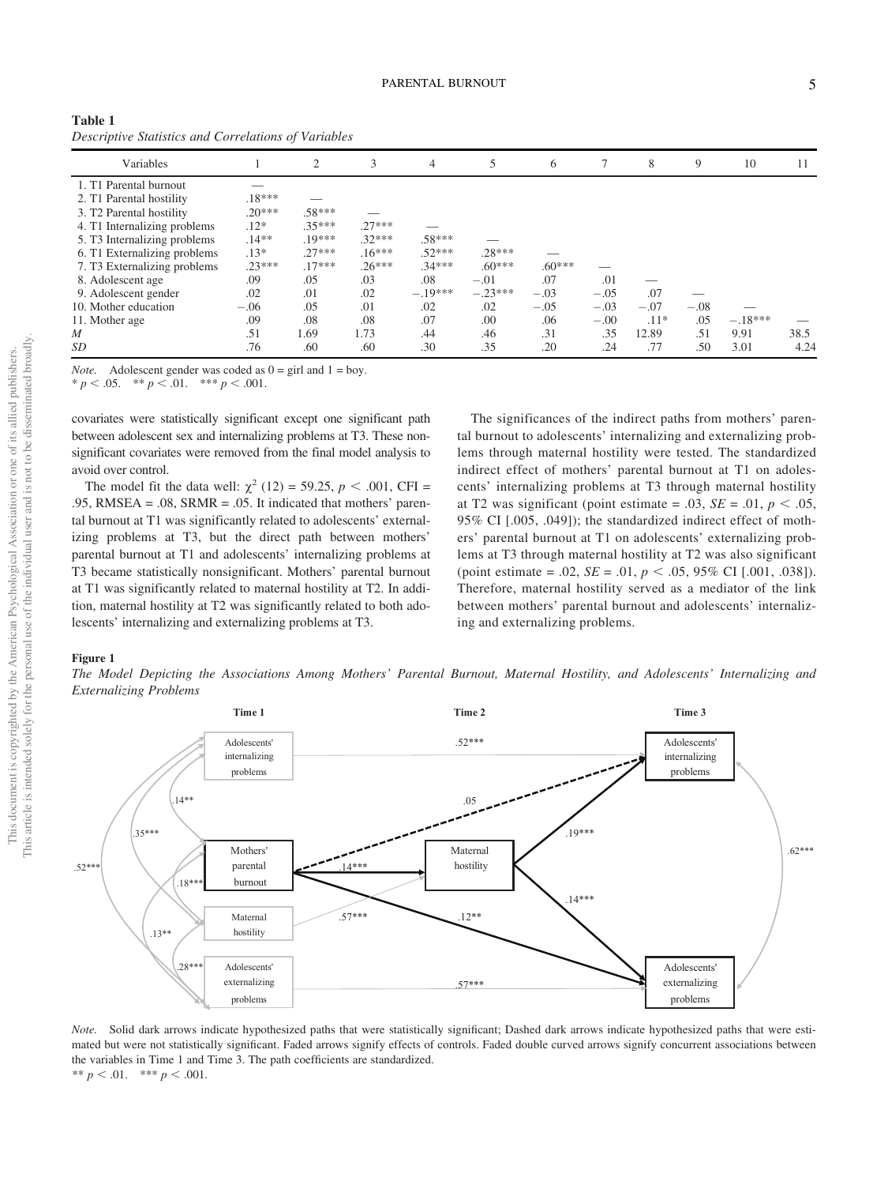**Table 1**
*Descriptive Statistics and Correlations of Variables*

| Variables | 1 | 2 | 3 | 4 | 5 | 6 | 7 | 8 | 9 | 10 | 11 |
|---|---|---|---|---|---|---|---|---|---|---|---|
| 1. T1 Parental burnout | — | | | | | | | | | | |
| 2. T1 Parental hostility | .18*** | — | | | | | | | | | |
| 3. T2 Parental hostility | .20*** | .58*** | — | | | | | | | | |
| 4. T1 Internalizing problems | .12* | .35*** | .27*** | — | | | | | | | |
| 5. T3 Internalizing problems | .14** | .19*** | .32*** | .58*** | — | | | | | | |
| 6. T1 Externalizing problems | .13* | .27*** | .16*** | .52*** | .28*** | — | | | | | |
| 7. T3 Externalizing problems | .23*** | .17*** | .26*** | .34*** | .60*** | .60*** | — | | | | |
| 8. Adolescent age | .09 | .05 | .03 | .08 | −.01 | .07 | .01 | — | | | |
| 9. Adolescent gender | .02 | .01 | .02 | −.19*** | −.23*** | −.03 | −.05 | .07 | — | | |
| 10. Mother education | −.06 | .05 | .01 | .02 | .02 | −.05 | −.03 | −.07 | −.08 | — | |
| 11. Mother age | .09 | .08 | .08 | .07 | .00 | .06 | −.00 | .11* | .05 | −.18*** | — |
| *M* | .51 | 1.69 | 1.73 | .44 | .46 | .31 | .35 | 12.89 | .51 | 9.91 | 38.5 |
| *SD* | .76 | .60 | .60 | .30 | .35 | .20 | .24 | .77 | .50 | 3.01 | 4.24 |

*Note.* Adolescent gender was coded as 0 = girl and 1 = boy.
* $p < .05$. ** $p < .01$. *** $p < .001$.

covariates were statistically significant except one significant path between adolescent sex and internalizing problems at T3. These nonsignificant covariates were removed from the final model analysis to avoid over control.

The model fit the data well: $\chi^2$ (12) = 59.25, $p < .001$, CFI = .95, RMSEA = .08, SRMR = .05. It indicated that mothers' parental burnout at T1 was significantly related to adolescents' externalizing problems at T3, but the direct path between mothers' parental burnout at T1 and adolescents' internalizing problems at T3 became statistically nonsignificant. Mothers' parental burnout at T1 was significantly related to maternal hostility at T2. In addition, maternal hostility at T2 was significantly related to both adolescents' internalizing and externalizing problems at T3.

The significances of the indirect paths from mothers' parental burnout to adolescents' internalizing and externalizing problems through maternal hostility were tested. The standardized indirect effect of mothers' parental burnout at T1 on adolescents' internalizing problems at T3 through maternal hostility at T2 was significant (point estimate = .03, *SE* = .01, $p < .05$, 95% CI [.005, .049]); the standardized indirect effect of mothers' parental burnout at T1 on adolescents' externalizing problems at T3 through maternal hostility at T2 was also significant (point estimate = .02, *SE* = .01, $p < .05$, 95% CI [.001, .038]). Therefore, maternal hostility served as a mediator of the link between mothers' parental burnout and adolescents' internalizing and externalizing problems.

**Figure 1**
*The Model Depicting the Associations Among Mothers' Parental Burnout, Maternal Hostility, and Adolescents' Internalizing and Externalizing Problems*

*Note.* Solid dark arrows indicate hypothesized paths that were statistically significant; Dashed dark arrows indicate hypothesized paths that were estimated but were not statistically significant. Faded arrows signify effects of controls. Faded double curved arrows signify concurrent associations between the variables in Time 1 and Time 3. The path coefficients are standardized.
** $p < .01$. *** $p < .001$.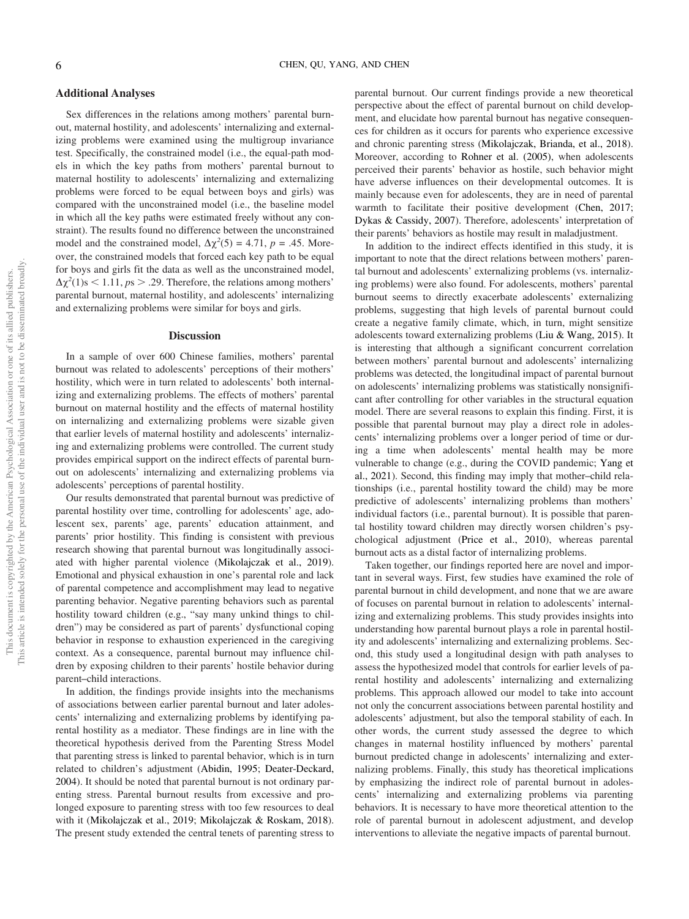### Additional Analyses

Sex differences in the relations among mothers' parental burnout, maternal hostility, and adolescents' internalizing and externalizing problems were examined using the multigroup invariance test. Specifically, the constrained model (i.e., the equal-path models in which the key paths from mothers' parental burnout to maternal hostility to adolescents' internalizing and externalizing problems were forced to be equal between boys and girls) was compared with the unconstrained model (i.e., the baseline model in which all the key paths were estimated freely without any constraint). The results found no difference between the unconstrained model and the constrained model, $\Delta\chi^2(5) = 4.71$, $p = .45$. Moreover, the constrained models that forced each key path to be equal for boys and girls fit the data as well as the unconstrained model, $\Delta\chi^2(1)\text{s} < 1.11$, $ps > .29$. Therefore, the relations among mothers' parental burnout, maternal hostility, and adolescents' internalizing and externalizing problems were similar for boys and girls.

## Discussion

In a sample of over 600 Chinese families, mothers' parental burnout was related to adolescents' perceptions of their mothers' hostility, which were in turn related to adolescents' both internalizing and externalizing problems. The effects of mothers' parental burnout on maternal hostility and the effects of maternal hostility on internalizing and externalizing problems were sizable given that earlier levels of maternal hostility and adolescents' internalizing and externalizing problems were controlled. The current study provides empirical support on the indirect effects of parental burnout on adolescents' internalizing and externalizing problems via adolescents' perceptions of parental hostility.

Our results demonstrated that parental burnout was predictive of parental hostility over time, controlling for adolescents' age, adolescent sex, parents' age, parents' education attainment, and parents' prior hostility. This finding is consistent with previous research showing that parental burnout was longitudinally associated with higher parental violence (Mikolajczak et al., 2019). Emotional and physical exhaustion in one's parental role and lack of parental competence and accomplishment may lead to negative parenting behavior. Negative parenting behaviors such as parental hostility toward children (e.g., "say many unkind things to children") may be considered as part of parents' dysfunctional coping behavior in response to exhaustion experienced in the caregiving context. As a consequence, parental burnout may influence children by exposing children to their parents' hostile behavior during parent–child interactions.

In addition, the findings provide insights into the mechanisms of associations between earlier parental burnout and later adolescents' internalizing and externalizing problems by identifying parental hostility as a mediator. These findings are in line with the theoretical hypothesis derived from the Parenting Stress Model that parenting stress is linked to parental behavior, which is in turn related to children's adjustment (Abidin, 1995; Deater-Deckard, 2004). It should be noted that parental burnout is not ordinary parenting stress. Parental burnout results from excessive and prolonged exposure to parenting stress with too few resources to deal with it (Mikolajczak et al., 2019; Mikolajczak & Roskam, 2018). The present study extended the central tenets of parenting stress to parental burnout. Our current findings provide a new theoretical perspective about the effect of parental burnout on child development, and elucidate how parental burnout has negative consequences for children as it occurs for parents who experience excessive and chronic parenting stress (Mikolajczak, Brianda, et al., 2018). Moreover, according to Rohner et al. (2005), when adolescents perceived their parents' behavior as hostile, such behavior might have adverse influences on their developmental outcomes. It is mainly because even for adolescents, they are in need of parental warmth to facilitate their positive development (Chen, 2017; Dykas & Cassidy, 2007). Therefore, adolescents' interpretation of their parents' behaviors as hostile may result in maladjustment.

In addition to the indirect effects identified in this study, it is important to note that the direct relations between mothers' parental burnout and adolescents' externalizing problems (vs. internalizing problems) were also found. For adolescents, mothers' parental burnout seems to directly exacerbate adolescents' externalizing problems, suggesting that high levels of parental burnout could create a negative family climate, which, in turn, might sensitize adolescents toward externalizing problems (Liu & Wang, 2015). It is interesting that although a significant concurrent correlation between mothers' parental burnout and adolescents' internalizing problems was detected, the longitudinal impact of parental burnout on adolescents' internalizing problems was statistically nonsignificant after controlling for other variables in the structural equation model. There are several reasons to explain this finding. First, it is possible that parental burnout may play a direct role in adolescents' internalizing problems over a longer period of time or during a time when adolescents' mental health may be more vulnerable to change (e.g., during the COVID pandemic; Yang et al., 2021). Second, this finding may imply that mother–child relationships (i.e., parental hostility toward the child) may be more predictive of adolescents' internalizing problems than mothers' individual factors (i.e., parental burnout). It is possible that parental hostility toward children may directly worsen children's psychological adjustment (Price et al., 2010), whereas parental burnout acts as a distal factor of internalizing problems.

Taken together, our findings reported here are novel and important in several ways. First, few studies have examined the role of parental burnout in child development, and none that we are aware of focuses on parental burnout in relation to adolescents' internalizing and externalizing problems. This study provides insights into understanding how parental burnout plays a role in parental hostility and adolescents' internalizing and externalizing problems. Second, this study used a longitudinal design with path analyses to assess the hypothesized model that controls for earlier levels of parental hostility and adolescents' internalizing and externalizing problems. This approach allowed our model to take into account not only the concurrent associations between parental hostility and adolescents' adjustment, but also the temporal stability of each. In other words, the current study assessed the degree to which changes in maternal hostility influenced by mothers' parental burnout predicted change in adolescents' internalizing and externalizing problems. Finally, this study has theoretical implications by emphasizing the indirect role of parental burnout in adolescents' internalizing and externalizing problems via parenting behaviors. It is necessary to have more theoretical attention to the role of parental burnout in adolescent adjustment, and develop interventions to alleviate the negative impacts of parental burnout.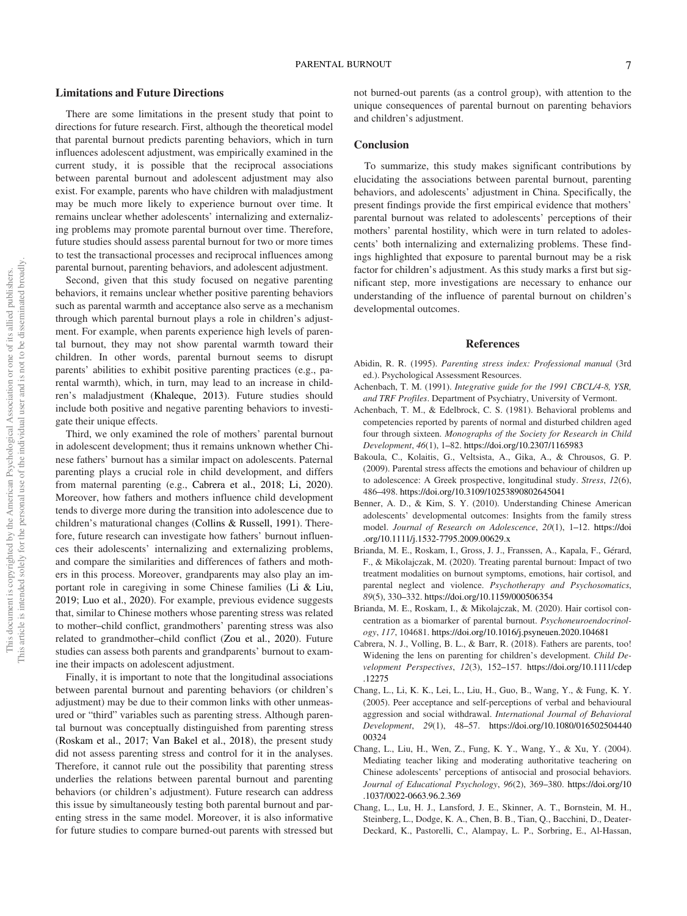### Limitations and Future Directions

There are some limitations in the present study that point to directions for future research. First, although the theoretical model that parental burnout predicts parenting behaviors, which in turn influences adolescent adjustment, was empirically examined in the current study, it is possible that the reciprocal associations between parental burnout and adolescent adjustment may also exist. For example, parents who have children with maladjustment may be much more likely to experience burnout over time. It remains unclear whether adolescents' internalizing and externalizing problems may promote parental burnout over time. Therefore, future studies should assess parental burnout for two or more times to test the transactional processes and reciprocal influences among parental burnout, parenting behaviors, and adolescent adjustment.

Second, given that this study focused on negative parenting behaviors, it remains unclear whether positive parenting behaviors such as parental warmth and acceptance also serve as a mechanism through which parental burnout plays a role in children's adjustment. For example, when parents experience high levels of parental burnout, they may not show parental warmth toward their children. In other words, parental burnout seems to disrupt parents' abilities to exhibit positive parenting practices (e.g., parental warmth), which, in turn, may lead to an increase in children's maladjustment (Khaleque, 2013). Future studies should include both positive and negative parenting behaviors to investigate their unique effects.

Third, we only examined the role of mothers' parental burnout in adolescent development; thus it remains unknown whether Chinese fathers' burnout has a similar impact on adolescents. Paternal parenting plays a crucial role in child development, and differs from maternal parenting (e.g., Cabrera et al., 2018; Li, 2020). Moreover, how fathers and mothers influence child development tends to diverge more during the transition into adolescence due to children's maturational changes (Collins & Russell, 1991). Therefore, future research can investigate how fathers' burnout influences their adolescents' internalizing and externalizing problems, and compare the similarities and differences of fathers and mothers in this process. Moreover, grandparents may also play an important role in caregiving in some Chinese families (Li & Liu, 2019; Luo et al., 2020). For example, previous evidence suggests that, similar to Chinese mothers whose parenting stress was related to mother–child conflict, grandmothers' parenting stress was also related to grandmother–child conflict (Zou et al., 2020). Future studies can assess both parents and grandparents' burnout to examine their impacts on adolescent adjustment.

Finally, it is important to note that the longitudinal associations between parental burnout and parenting behaviors (or children's adjustment) may be due to their common links with other unmeasured or "third" variables such as parenting stress. Although parental burnout was conceptually distinguished from parenting stress (Roskam et al., 2017; Van Bakel et al., 2018), the present study did not assess parenting stress and control for it in the analyses. Therefore, it cannot rule out the possibility that parenting stress underlies the relations between parental burnout and parenting behaviors (or children's adjustment). Future research can address this issue by simultaneously testing both parental burnout and parenting stress in the same model. Moreover, it is also informative for future studies to compare burned-out parents with stressed but not burned-out parents (as a control group), with attention to the unique consequences of parental burnout on parenting behaviors and children's adjustment.

### Conclusion

To summarize, this study makes significant contributions by elucidating the associations between parental burnout, parenting behaviors, and adolescents' adjustment in China. Specifically, the present findings provide the first empirical evidence that mothers' parental burnout was related to adolescents' perceptions of their mothers' parental hostility, which were in turn related to adolescents' both internalizing and externalizing problems. These findings highlighted that exposure to parental burnout may be a risk factor for children's adjustment. As this study marks a first but significant step, more investigations are necessary to enhance our understanding of the influence of parental burnout on children's developmental outcomes.

## References

Abidin, R. R. (1995). *Parenting stress index: Professional manual* (3rd ed.). Psychological Assessment Resources.

Achenbach, T. M. (1991). *Integrative guide for the 1991 CBCL/4-8, YSR, and TRF Profiles*. Department of Psychiatry, University of Vermont.

Achenbach, T. M., & Edelbrock, C. S. (1981). Behavioral problems and competencies reported by parents of normal and disturbed children aged four through sixteen. *Monographs of the Society for Research in Child Development*, *46*(1), 1–82. https://doi.org/10.2307/1165983

Bakoula, C., Kolaitis, G., Veltsista, A., Gika, A., & Chrousos, G. P. (2009). Parental stress affects the emotions and behaviour of children up to adolescence: A Greek prospective, longitudinal study. *Stress*, *12*(6), 486–498. https://doi.org/10.3109/10253890802645041

Benner, A. D., & Kim, S. Y. (2010). Understanding Chinese American adolescents' developmental outcomes: Insights from the family stress model. *Journal of Research on Adolescence*, *20*(1), 1–12. https://doi.org/10.1111/j.1532-7795.2009.00629.x

Brianda, M. E., Roskam, I., Gross, J. J., Franssen, A., Kapala, F., Gérard, F., & Mikolajczak, M. (2020). Treating parental burnout: Impact of two treatment modalities on burnout symptoms, emotions, hair cortisol, and parental neglect and violence. *Psychotherapy and Psychosomatics*, *89*(5), 330–332. https://doi.org/10.1159/000506354

Brianda, M. E., Roskam, I., & Mikolajczak, M. (2020). Hair cortisol concentration as a biomarker of parental burnout. *Psychoneuroendocrinology*, *117*, 104681. https://doi.org/10.1016/j.psyneuen.2020.104681

Cabrera, N. J., Volling, B. L., & Barr, R. (2018). Fathers are parents, too! Widening the lens on parenting for children's development. *Child Development Perspectives*, *12*(3), 152–157. https://doi.org/10.1111/cdep.12275

Chang, L., Li, K. K., Lei, L., Liu, H., Guo, B., Wang, Y., & Fung, K. Y. (2005). Peer acceptance and self-perceptions of verbal and behavioural aggression and social withdrawal. *International Journal of Behavioral Development*, *29*(1), 48–57. https://doi.org/10.1080/01650250444000324

Chang, L., Liu, H., Wen, Z., Fung, K. Y., Wang, Y., & Xu, Y. (2004). Mediating teacher liking and moderating authoritative teachering on Chinese adolescents' perceptions of antisocial and prosocial behaviors. *Journal of Educational Psychology*, *96*(2), 369–380. https://doi.org/10.1037/0022-0663.96.2.369

Chang, L., Lu, H. J., Lansford, J. E., Skinner, A. T., Bornstein, M. H., Steinberg, L., Dodge, K. A., Chen, B. B., Tian, Q., Bacchini, D., Deater-Deckard, K., Pastorelli, C., Alampay, L. P., Sorbring, E., Al-Hassan,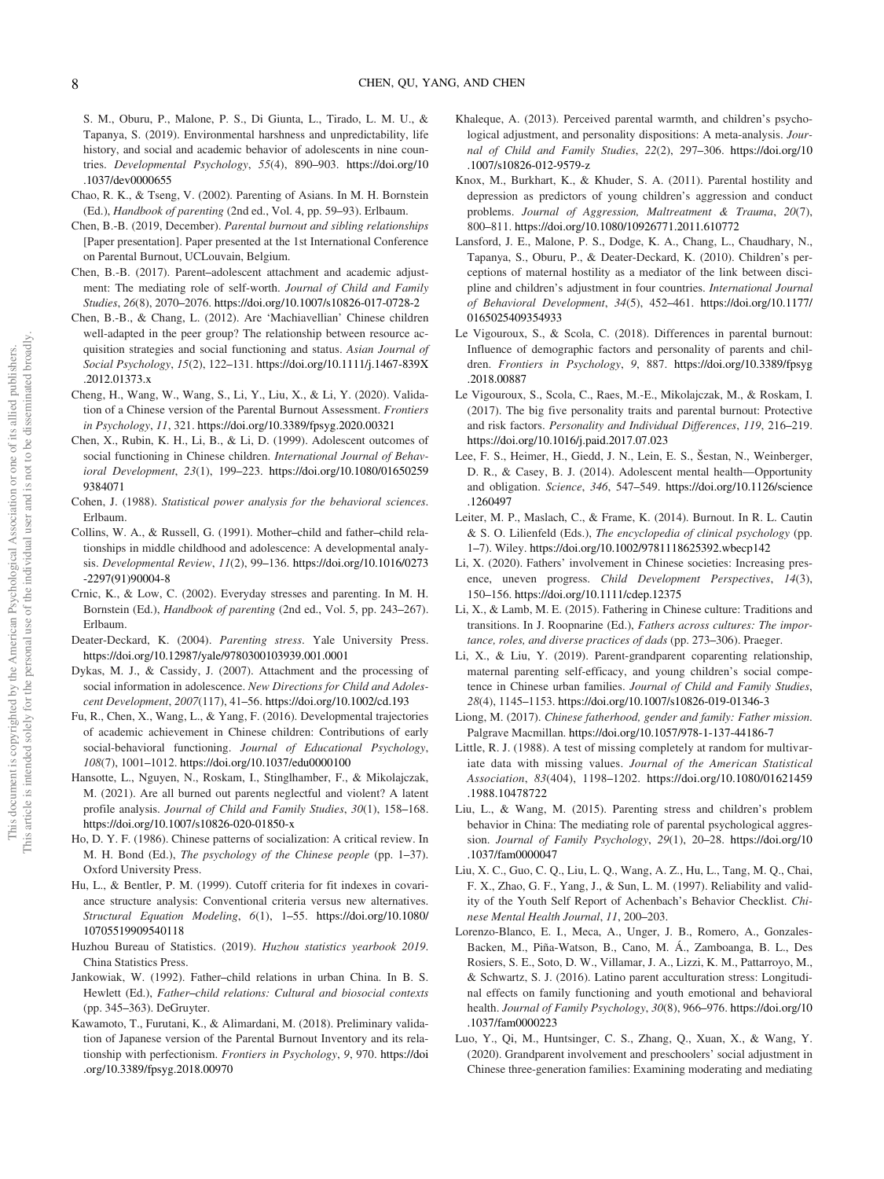S. M., Oburu, P., Malone, P. S., Di Giunta, L., Tirado, L. M. U., & Tapanya, S. (2019). Environmental harshness and unpredictability, life history, and social and academic behavior of adolescents in nine countries. *Developmental Psychology*, *55*(4), 890–903. https://doi.org/10.1037/dev0000655

Chao, R. K., & Tseng, V. (2002). Parenting of Asians. In M. H. Bornstein (Ed.), *Handbook of parenting* (2nd ed., Vol. 4, pp. 59–93). Erlbaum.

Chen, B.-B. (2019, December). *Parental burnout and sibling relationships* [Paper presentation]. Paper presented at the 1st International Conference on Parental Burnout, UCLouvain, Belgium.

Chen, B.-B. (2017). Parent–adolescent attachment and academic adjustment: The mediating role of self-worth. *Journal of Child and Family Studies*, *26*(8), 2070–2076. https://doi.org/10.1007/s10826-017-0728-2

Chen, B.-B., & Chang, L. (2012). Are 'Machiavellian' Chinese children well-adapted in the peer group? The relationship between resource acquisition strategies and social functioning and status. *Asian Journal of Social Psychology*, *15*(2), 122–131. https://doi.org/10.1111/j.1467-839X.2012.01373.x

Cheng, H., Wang, W., Wang, S., Li, Y., Liu, X., & Li, Y. (2020). Validation of a Chinese version of the Parental Burnout Assessment. *Frontiers in Psychology*, *11*, 321. https://doi.org/10.3389/fpsyg.2020.00321

Chen, X., Rubin, K. H., Li, B., & Li, D. (1999). Adolescent outcomes of social functioning in Chinese children. *International Journal of Behavioral Development*, *23*(1), 199–223. https://doi.org/10.1080/016502599384071

Cohen, J. (1988). *Statistical power analysis for the behavioral sciences*. Erlbaum.

Collins, W. A., & Russell, G. (1991). Mother–child and father–child relationships in middle childhood and adolescence: A developmental analysis. *Developmental Review*, *11*(2), 99–136. https://doi.org/10.1016/0273-2297(91)90004-8

Crnic, K., & Low, C. (2002). Everyday stresses and parenting. In M. H. Bornstein (Ed.), *Handbook of parenting* (2nd ed., Vol. 5, pp. 243–267). Erlbaum.

Deater-Deckard, K. (2004). *Parenting stress*. Yale University Press. https://doi.org/10.12987/yale/9780300103939.001.0001

Dykas, M. J., & Cassidy, J. (2007). Attachment and the processing of social information in adolescence. *New Directions for Child and Adolescent Development*, *2007*(117), 41–56. https://doi.org/10.1002/cd.193

Fu, R., Chen, X., Wang, L., & Yang, F. (2016). Developmental trajectories of academic achievement in Chinese children: Contributions of early social-behavioral functioning. *Journal of Educational Psychology*, *108*(7), 1001–1012. https://doi.org/10.1037/edu0000100

Hansotte, L., Nguyen, N., Roskam, I., Stinglhamber, F., & Mikolajczak, M. (2021). Are all burned out parents neglectful and violent? A latent profile analysis. *Journal of Child and Family Studies*, *30*(1), 158–168. https://doi.org/10.1007/s10826-020-01850-x

Ho, D. Y. F. (1986). Chinese patterns of socialization: A critical review. In M. H. Bond (Ed.), *The psychology of the Chinese people* (pp. 1–37). Oxford University Press.

Hu, L., & Bentler, P. M. (1999). Cutoff criteria for fit indexes in covariance structure analysis: Conventional criteria versus new alternatives. *Structural Equation Modeling*, *6*(1), 1–55. https://doi.org/10.1080/10705519909540118

Huzhou Bureau of Statistics. (2019). *Huzhou statistics yearbook 2019*. China Statistics Press.

Jankowiak, W. (1992). Father–child relations in urban China. In B. S. Hewlett (Ed.), *Father–child relations: Cultural and biosocial contexts* (pp. 345–363). DeGruyter.

Kawamoto, T., Furutani, K., & Alimardani, M. (2018). Preliminary validation of Japanese version of the Parental Burnout Inventory and its relationship with perfectionism. *Frontiers in Psychology*, *9*, 970. https://doi.org/10.3389/fpsyg.2018.00970

Khaleque, A. (2013). Perceived parental warmth, and children's psychological adjustment, and personality dispositions: A meta-analysis. *Journal of Child and Family Studies*, *22*(2), 297–306. https://doi.org/10.1007/s10826-012-9579-z

Knox, M., Burkhart, K., & Khuder, S. A. (2011). Parental hostility and depression as predictors of young children's aggression and conduct problems. *Journal of Aggression, Maltreatment & Trauma*, *20*(7), 800–811. https://doi.org/10.1080/10926771.2011.610772

Lansford, J. E., Malone, P. S., Dodge, K. A., Chang, L., Chaudhary, N., Tapanya, S., Oburu, P., & Deater-Deckard, K. (2010). Children's perceptions of maternal hostility as a mediator of the link between discipline and children's adjustment in four countries. *International Journal of Behavioral Development*, *34*(5), 452–461. https://doi.org/10.1177/0165025409354933

Le Vigouroux, S., & Scola, C. (2018). Differences in parental burnout: Influence of demographic factors and personality of parents and children. *Frontiers in Psychology*, *9*, 887. https://doi.org/10.3389/fpsyg.2018.00887

Le Vigouroux, S., Scola, C., Raes, M.-E., Mikolajczak, M., & Roskam, I. (2017). The big five personality traits and parental burnout: Protective and risk factors. *Personality and Individual Differences*, *119*, 216–219. https://doi.org/10.1016/j.paid.2017.07.023

Lee, F. S., Heimer, H., Giedd, J. N., Lein, E. S., Šestan, N., Weinberger, D. R., & Casey, B. J. (2014). Adolescent mental health—Opportunity and obligation. *Science*, *346*, 547–549. https://doi.org/10.1126/science.1260497

Leiter, M. P., Maslach, C., & Frame, K. (2014). Burnout. In R. L. Cautin & S. O. Lilienfeld (Eds.), *The encyclopedia of clinical psychology* (pp. 1–7). Wiley. https://doi.org/10.1002/9781118625392.wbecp142

Li, X. (2020). Fathers' involvement in Chinese societies: Increasing presence, uneven progress. *Child Development Perspectives*, *14*(3), 150–156. https://doi.org/10.1111/cdep.12375

Li, X., & Lamb, M. E. (2015). Fathering in Chinese culture: Traditions and transitions. In J. Roopnarine (Ed.), *Fathers across cultures: The importance, roles, and diverse practices of dads* (pp. 273–306). Praeger.

Li, X., & Liu, Y. (2019). Parent-grandparent coparenting relationship, maternal parenting self-efficacy, and young children's social competence in Chinese urban families. *Journal of Child and Family Studies*, *28*(4), 1145–1153. https://doi.org/10.1007/s10826-019-01346-3

Liong, M. (2017). *Chinese fatherhood, gender and family: Father mission*. Palgrave Macmillan. https://doi.org/10.1057/978-1-137-44186-7

Little, R. J. (1988). A test of missing completely at random for multivariate data with missing values. *Journal of the American Statistical Association*, *83*(404), 1198–1202. https://doi.org/10.1080/01621459.1988.10478722

Liu, L., & Wang, M. (2015). Parenting stress and children's problem behavior in China: The mediating role of parental psychological aggression. *Journal of Family Psychology*, *29*(1), 20–28. https://doi.org/10.1037/fam0000047

Liu, X. C., Guo, C. Q., Liu, L. Q., Wang, A. Z., Hu, L., Tang, M. Q., Chai, F. X., Zhao, G. F., Yang, J., & Sun, L. M. (1997). Reliability and validity of the Youth Self Report of Achenbach's Behavior Checklist. *Chinese Mental Health Journal*, *11*, 200–203.

Lorenzo-Blanco, E. I., Meca, A., Unger, J. B., Romero, A., Gonzales-Backen, M., Piña-Watson, B., Cano, M. Á., Zamboanga, B. L., Des Rosiers, S. E., Soto, D. W., Villamar, J. A., Lizzi, K. M., Pattarroyo, M., & Schwartz, S. J. (2016). Latino parent acculturation stress: Longitudinal effects on family functioning and youth emotional and behavioral health. *Journal of Family Psychology*, *30*(8), 966–976. https://doi.org/10.1037/fam0000223

Luo, Y., Qi, M., Huntsinger, C. S., Zhang, Q., Xuan, X., & Wang, Y. (2020). Grandparent involvement and preschoolers' social adjustment in Chinese three-generation families: Examining moderating and mediating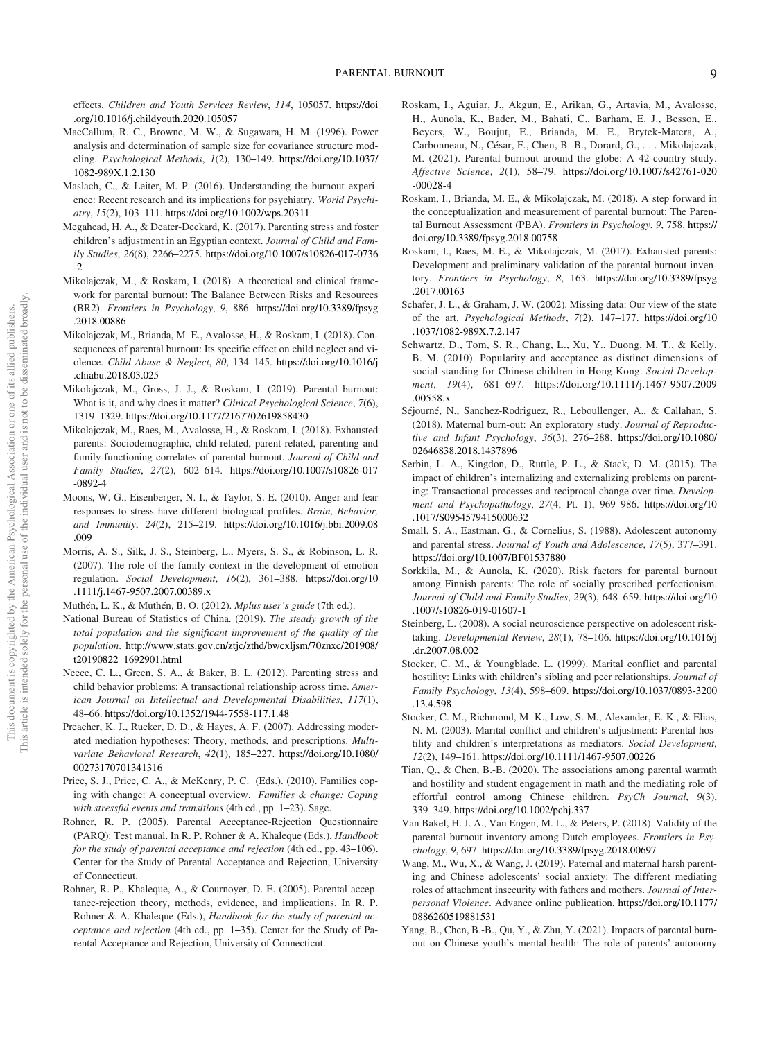effects. *Children and Youth Services Review*, *114*, 105057. https://doi.org/10.1016/j.childyouth.2020.105057

MacCallum, R. C., Browne, M. W., & Sugawara, H. M. (1996). Power analysis and determination of sample size for covariance structure modeling. *Psychological Methods*, *1*(2), 130–149. https://doi.org/10.1037/1082-989X.1.2.130

Maslach, C., & Leiter, M. P. (2016). Understanding the burnout experience: Recent research and its implications for psychiatry. *World Psychiatry*, *15*(2), 103–111. https://doi.org/10.1002/wps.20311

Megahead, H. A., & Deater-Deckard, K. (2017). Parenting stress and foster children's adjustment in an Egyptian context. *Journal of Child and Family Studies*, *26*(8), 2266–2275. https://doi.org/10.1007/s10826-017-0736-2

Mikolajczak, M., & Roskam, I. (2018). A theoretical and clinical framework for parental burnout: The Balance Between Risks and Resources (BR2). *Frontiers in Psychology*, *9*, 886. https://doi.org/10.3389/fpsyg.2018.00886

Mikolajczak, M., Brianda, M. E., Avalosse, H., & Roskam, I. (2018). Consequences of parental burnout: Its specific effect on child neglect and violence. *Child Abuse & Neglect*, *80*, 134–145. https://doi.org/10.1016/j.chiabu.2018.03.025

Mikolajczak, M., Gross, J. J., & Roskam, I. (2019). Parental burnout: What is it, and why does it matter? *Clinical Psychological Science*, *7*(6), 1319–1329. https://doi.org/10.1177/2167702619858430

Mikolajczak, M., Raes, M. E., Avalosse, H., & Roskam, I. (2018). Exhausted parents: Sociodemographic, child-related, parent-related, parenting and family-functioning correlates of parental burnout. *Journal of Child and Family Studies*, *27*(2), 602–614. https://doi.org/10.1007/s10826-017-0892-4

Moons, W. G., Eisenberger, N. I., & Taylor, S. E. (2010). Anger and fear responses to stress have different biological profiles. *Brain, Behavior, and Immunity*, *24*(2), 215–219. https://doi.org/10.1016/j.bbi.2009.08.009

Morris, A. S., Silk, J. S., Steinberg, L., Myers, S. S., & Robinson, L. R. (2007). The role of the family context in the development of emotion regulation. *Social Development*, *16*(2), 361–388. https://doi.org/10.1111/j.1467-9507.2007.00389.x

Muthén, L. K., & Muthén, B. O. (2012). *Mplus user's guide* (7th ed.).

National Bureau of Statistics of China. (2019). *The steady growth of the total population and the significant improvement of the quality of the population*. http://www.stats.gov.cn/ztjc/zthd/bwcxljsm/70znxc/201908/t20190822_1692901.html

Neece, C. L., Green, S. A., & Baker, B. L. (2012). Parenting stress and child behavior problems: A transactional relationship across time. *American Journal on Intellectual and Developmental Disabilities*, *117*(1), 48–66. https://doi.org/10.1352/1944-7558-117.1.48

Preacher, K. J., Rucker, D. D., & Hayes, A. F. (2007). Addressing moderated mediation hypotheses: Theory, methods, and prescriptions. *Multivariate Behavioral Research*, *42*(1), 185–227. https://doi.org/10.1080/00273170701341316

Price, S. J., Price, C. A., & McKenry, P. C. (Eds.). (2010). Families coping with change: A conceptual overview. *Families & change: Coping with stressful events and transitions* (4th ed., pp. 1–23). Sage.

Rohner, R. P. (2005). Parental Acceptance-Rejection Questionnaire (PARQ): Test manual. In R. P. Rohner & A. Khaleque (Eds.), *Handbook for the study of parental acceptance and rejection* (4th ed., pp. 43–106). Center for the Study of Parental Acceptance and Rejection, University of Connecticut.

Rohner, R. P., Khaleque, A., & Cournoyer, D. E. (2005). Parental acceptance-rejection theory, methods, evidence, and implications. In R. P. Rohner & A. Khaleque (Eds.), *Handbook for the study of parental acceptance and rejection* (4th ed., pp. 1–35). Center for the Study of Parental Acceptance and Rejection, University of Connecticut.

Roskam, I., Aguiar, J., Akgun, E., Arikan, G., Artavia, M., Avalosse, H., Aunola, K., Bader, M., Bahati, C., Barham, E. J., Besson, E., Beyers, W., Boujut, E., Brianda, M. E., Brytek-Matera, A., Carbonneau, N., César, F., Chen, B.-B., Dorard, G., . . . Mikolajczak, M. (2021). Parental burnout around the globe: A 42-country study. *Affective Science*, *2*(1), 58–79. https://doi.org/10.1007/s42761-020-00028-4

Roskam, I., Brianda, M. E., & Mikolajczak, M. (2018). A step forward in the conceptualization and measurement of parental burnout: The Parental Burnout Assessment (PBA). *Frontiers in Psychology*, *9*, 758. https://doi.org/10.3389/fpsyg.2018.00758

Roskam, I., Raes, M. E., & Mikolajczak, M. (2017). Exhausted parents: Development and preliminary validation of the parental burnout inventory. *Frontiers in Psychology*, *8*, 163. https://doi.org/10.3389/fpsyg.2017.00163

Schafer, J. L., & Graham, J. W. (2002). Missing data: Our view of the state of the art. *Psychological Methods*, *7*(2), 147–177. https://doi.org/10.1037/1082-989X.7.2.147

Schwartz, D., Tom, S. R., Chang, L., Xu, Y., Duong, M. T., & Kelly, B. M. (2010). Popularity and acceptance as distinct dimensions of social standing for Chinese children in Hong Kong. *Social Development*, *19*(4), 681–697. https://doi.org/10.1111/j.1467-9507.2009.00558.x

Séjourné, N., Sanchez-Rodriguez, R., Leboullenger, A., & Callahan, S. (2018). Maternal burn-out: An exploratory study. *Journal of Reproductive and Infant Psychology*, *36*(3), 276–288. https://doi.org/10.1080/02646838.2018.1437896

Serbin, L. A., Kingdon, D., Ruttle, P. L., & Stack, D. M. (2015). The impact of children's internalizing and externalizing problems on parenting: Transactional processes and reciprocal change over time. *Development and Psychopathology*, *27*(4, Pt. 1), 969–986. https://doi.org/10.1017/S0954579415000632

Small, S. A., Eastman, G., & Cornelius, S. (1988). Adolescent autonomy and parental stress. *Journal of Youth and Adolescence*, *17*(5), 377–391. https://doi.org/10.1007/BF01537880

Sorkkila, M., & Aunola, K. (2020). Risk factors for parental burnout among Finnish parents: The role of socially prescribed perfectionism. *Journal of Child and Family Studies*, *29*(3), 648–659. https://doi.org/10.1007/s10826-019-01607-1

Steinberg, L. (2008). A social neuroscience perspective on adolescent risk-taking. *Developmental Review*, *28*(1), 78–106. https://doi.org/10.1016/j.dr.2007.08.002

Stocker, C. M., & Youngblade, L. (1999). Marital conflict and parental hostility: Links with children's sibling and peer relationships. *Journal of Family Psychology*, *13*(4), 598–609. https://doi.org/10.1037/0893-3200.13.4.598

Stocker, C. M., Richmond, M. K., Low, S. M., Alexander, E. K., & Elias, N. M. (2003). Marital conflict and children's adjustment: Parental hostility and children's interpretations as mediators. *Social Development*, *12*(2), 149–161. https://doi.org/10.1111/1467-9507.00226

Tian, Q., & Chen, B.-B. (2020). The associations among parental warmth and hostility and student engagement in math and the mediating role of effortful control among Chinese children. *PsyCh Journal*, *9*(3), 339–349. https://doi.org/10.1002/pchj.337

Van Bakel, H. J. A., Van Engen, M. L., & Peters, P. (2018). Validity of the parental burnout inventory among Dutch employees. *Frontiers in Psychology*, *9*, 697. https://doi.org/10.3389/fpsyg.2018.00697

Wang, M., Wu, X., & Wang, J. (2019). Paternal and maternal harsh parenting and Chinese adolescents' social anxiety: The different mediating roles of attachment insecurity with fathers and mothers. *Journal of Interpersonal Violence*. Advance online publication. https://doi.org/10.1177/0886260519881531

Yang, B., Chen, B.-B., Qu, Y., & Zhu, Y. (2021). Impacts of parental burnout on Chinese youth's mental health: The role of parents' autonomy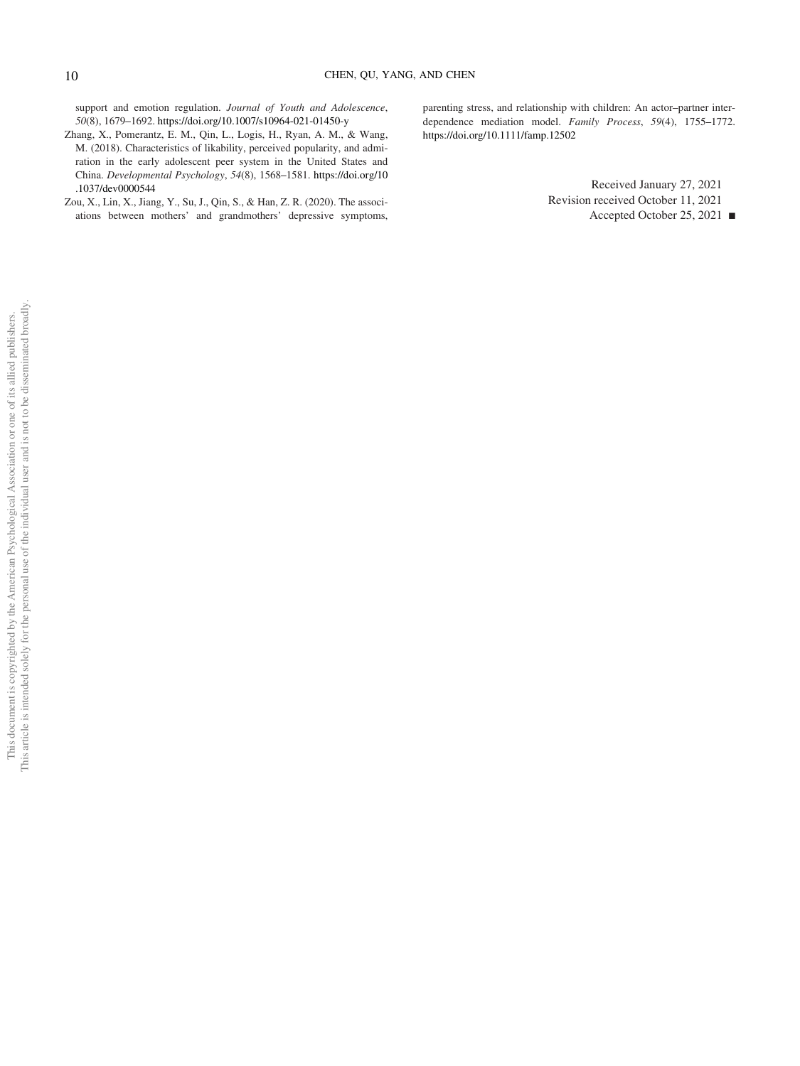support and emotion regulation. *Journal of Youth and Adolescence*, *50*(8), 1679–1692. https://doi.org/10.1007/s10964-021-01450-y

Zhang, X., Pomerantz, E. M., Qin, L., Logis, H., Ryan, A. M., & Wang, M. (2018). Characteristics of likability, perceived popularity, and admiration in the early adolescent peer system in the United States and China. *Developmental Psychology*, *54*(8), 1568–1581. https://doi.org/10.1037/dev0000544

Zou, X., Lin, X., Jiang, Y., Su, J., Qin, S., & Han, Z. R. (2020). The associations between mothers' and grandmothers' depressive symptoms, parenting stress, and relationship with children: An actor–partner interdependence mediation model. *Family Process*, *59*(4), 1755–1772. https://doi.org/10.1111/famp.12502

Received January 27, 2021
Revision received October 11, 2021
Accepted October 25, 2021 ■